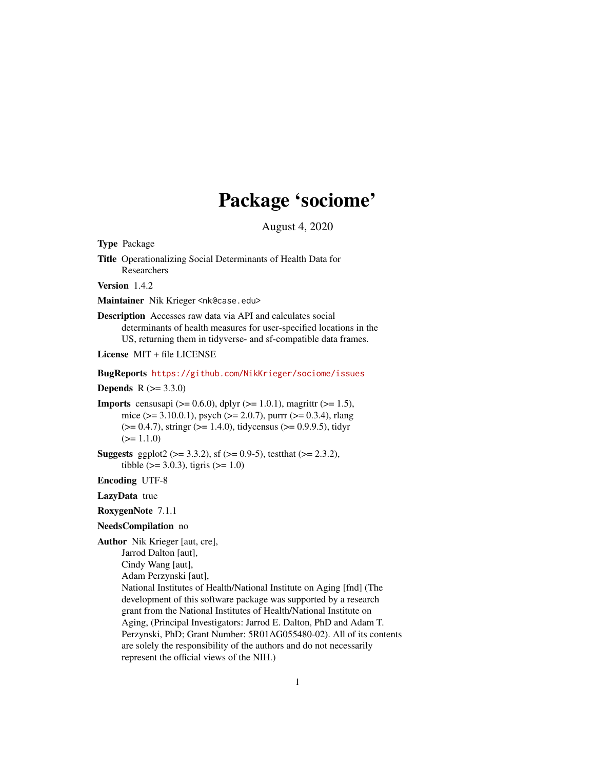# Package 'sociome'

August 4, 2020

**Type** Package

**Title** Operationalizing Social Determinants of Health Data for Researchers

**Version** 1.4.2

**Maintainer** Nik Krieger <nk@case.edu>

**Description** Accesses raw data via API and calculates social determinants of health measures for user-specified locations in the US, returning them in tidyverse- and sf-compatible data frames.

**License** MIT + file LICENSE

**BugReports** https://github.com/NikKrieger/sociome/issues

**Depends** R (>= 3.3.0)

**Imports** censusapi (>= 0.6.0), dplyr (>= 1.0.1), magrittr (>= 1.5), mice (>= 3.10.0.1), psych (>= 2.0.7), purrr (>= 0.3.4), rlang (>= 0.4.7), stringr (>= 1.4.0), tidycensus (>= 0.9.9.5), tidyr (>= 1.1.0)

**Suggests** ggplot2 (>= 3.3.2), sf (>= 0.9-5), testthat (>= 2.3.2), tibble (>= 3.0.3), tigris (>= 1.0)

**Encoding** UTF-8

**LazyData** true

**RoxygenNote** 7.1.1

**NeedsCompilation** no

**Author** Nik Krieger [aut, cre],
Jarrod Dalton [aut],
Cindy Wang [aut],
Adam Perzynski [aut],
National Institutes of Health/National Institute on Aging [fnd] (The development of this software package was supported by a research grant from the National Institutes of Health/National Institute on Aging, (Principal Investigators: Jarrod E. Dalton, PhD and Adam T. Perzynski, PhD; Grant Number: 5R01AG055480-02). All of its contents are solely the responsibility of the authors and do not necessarily represent the official views of the NIH.)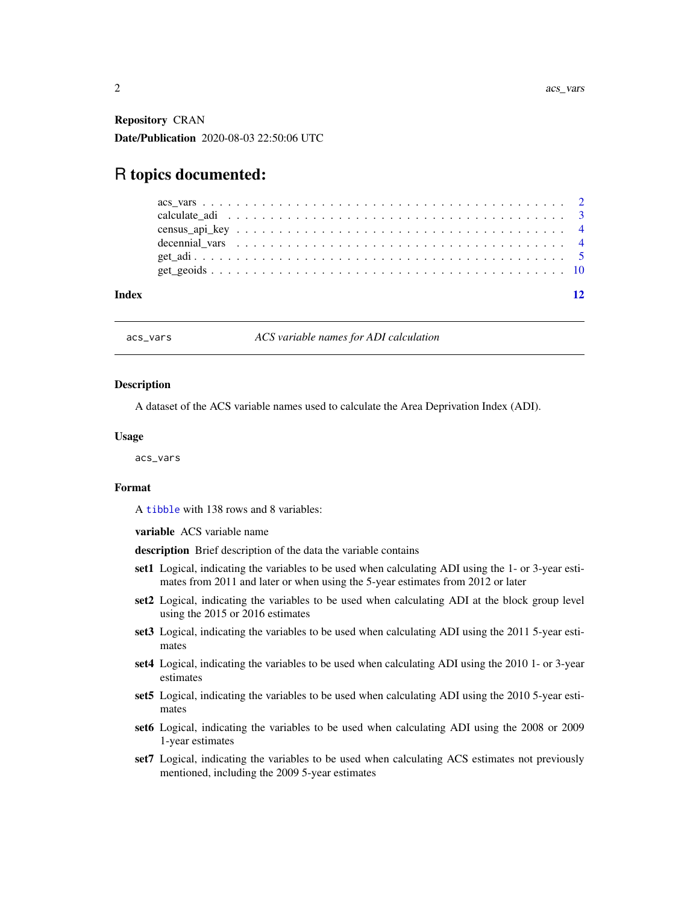**Repository** CRAN

**Date/Publication** 2020-08-03 22:50:06 UTC

# R topics documented:

| | |
|---|---|
| acs_vars | 2 |
| calculate_adi | 3 |
| census_api_key | 4 |
| decennial_vars | 4 |
| get_adi | 5 |
| get_geoids | 10 |
| **Index** | **12** |

---

`acs_vars` *ACS variable names for ADI calculation*

---

### Description

A dataset of the ACS variable names used to calculate the Area Deprivation Index (ADI).

### Usage

```
acs_vars
```

### Format

A `tibble` with 138 rows and 8 variables:

**variable** ACS variable name

**description** Brief description of the data the variable contains

**set1** Logical, indicating the variables to be used when calculating ADI using the 1- or 3-year estimates from 2011 and later or when using the 5-year estimates from 2012 or later

**set2** Logical, indicating the variables to be used when calculating ADI at the block group level using the 2015 or 2016 estimates

**set3** Logical, indicating the variables to be used when calculating ADI using the 2011 5-year estimates

**set4** Logical, indicating the variables to be used when calculating ADI using the 2010 1- or 3-year estimates

**set5** Logical, indicating the variables to be used when calculating ADI using the 2010 5-year estimates

**set6** Logical, indicating the variables to be used when calculating ADI using the 2008 or 2009 1-year estimates

**set7** Logical, indicating the variables to be used when calculating ACS estimates not previously mentioned, including the 2009 5-year estimates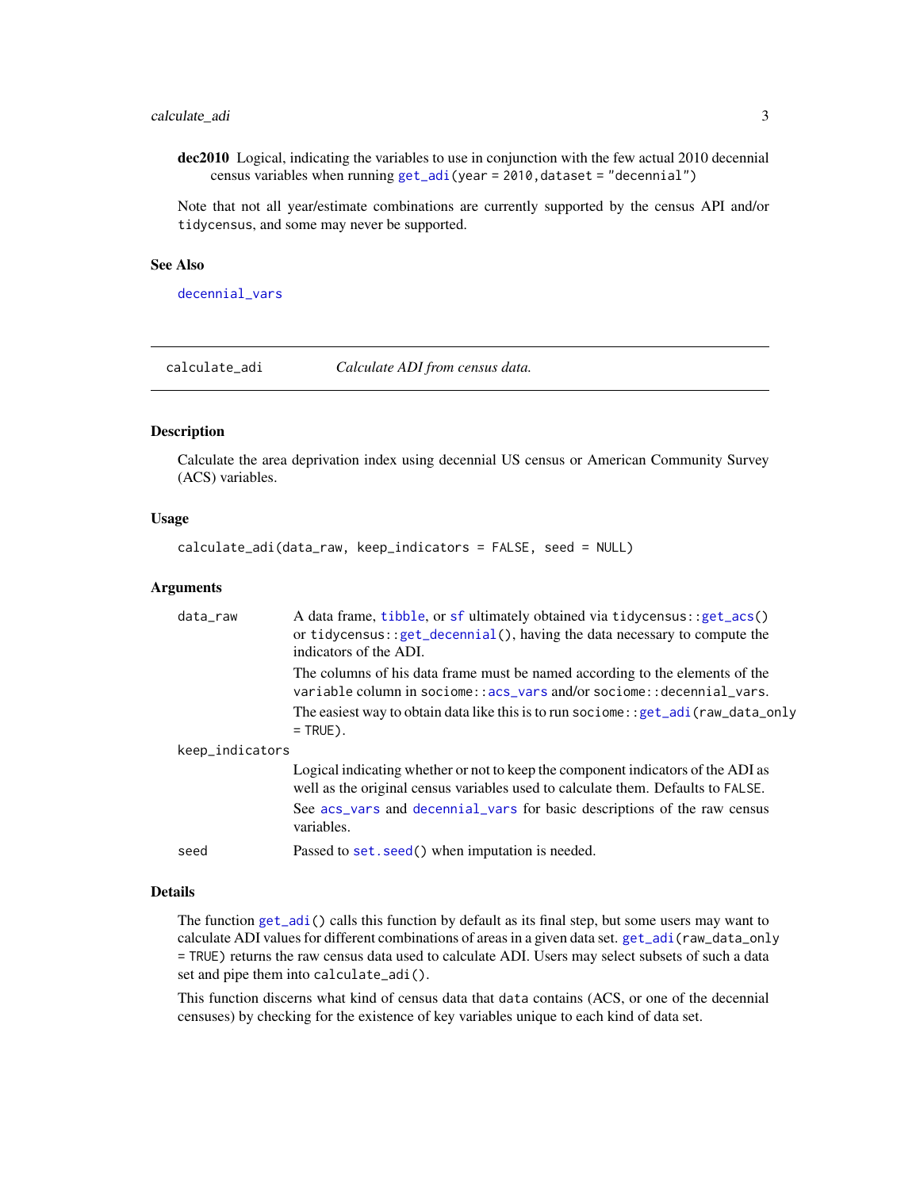**dec2010** Logical, indicating the variables to use in conjunction with the few actual 2010 decennial census variables when running `get_adi(year = 2010, dataset = "decennial")`

Note that not all year/estimate combinations are currently supported by the census API and/or tidycensus, and some may never be supported.

### See Also

`decennial_vars`

---

`calculate_adi` *Calculate ADI from census data.*

---

### Description

Calculate the area deprivation index using decennial US census or American Community Survey (ACS) variables.

### Usage

```
calculate_adi(data_raw, keep_indicators = FALSE, seed = NULL)
```

### Arguments

`data_raw` A data frame, `tibble`, or `sf` ultimately obtained via `tidycensus::get_acs()` or `tidycensus::get_decennial()`, having the data necessary to compute the indicators of the ADI.

The columns of his data frame must be named according to the elements of the `variable` column in `sociome::acs_vars` and/or `sociome::decennial_vars`.

The easiest way to obtain data like this is to run `sociome::get_adi(raw_data_only = TRUE)`.

`keep_indicators` Logical indicating whether or not to keep the component indicators of the ADI as well as the original census variables used to calculate them. Defaults to `FALSE`.

See `acs_vars` and `decennial_vars` for basic descriptions of the raw census variables.

`seed` Passed to `set.seed()` when imputation is needed.

### Details

The function `get_adi()` calls this function by default as its final step, but some users may want to calculate ADI values for different combinations of areas in a given data set. `get_adi(raw_data_only = TRUE)` returns the raw census data used to calculate ADI. Users may select subsets of such a data set and pipe them into `calculate_adi()`.

This function discerns what kind of census data that `data` contains (ACS, or one of the decennial censuses) by checking for the existence of key variables unique to each kind of data set.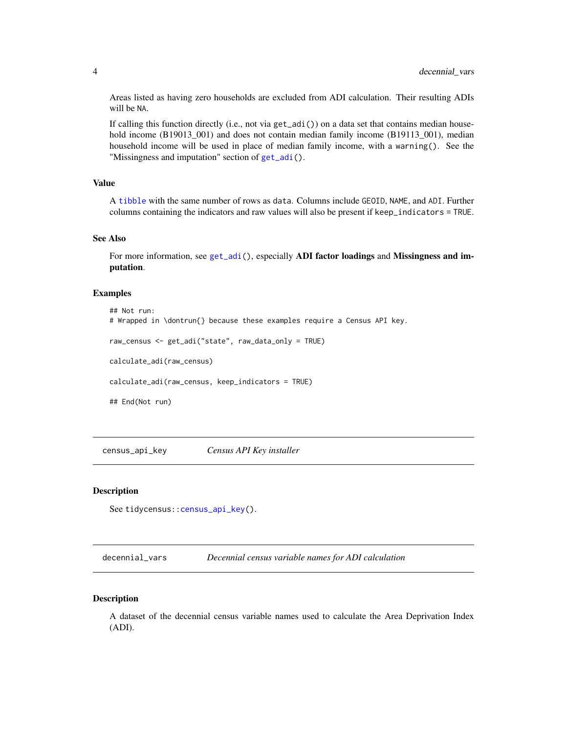Areas listed as having zero households are excluded from ADI calculation. Their resulting ADIs will be NA.

If calling this function directly (i.e., not via get_adi()) on a data set that contains median household income (B19013_001) and does not contain median family income (B19113_001), median household income will be used in place of median family income, with a warning(). See the "Missingness and imputation" section of get_adi().

### Value

A tibble with the same number of rows as data. Columns include GEOID, NAME, and ADI. Further columns containing the indicators and raw values will also be present if keep_indicators = TRUE.

### See Also

For more information, see get_adi(), especially **ADI factor loadings** and **Missingness and imputation**.

### Examples

```
## Not run:
# Wrapped in \dontrun{} because these examples require a Census API key.

raw_census <- get_adi("state", raw_data_only = TRUE)

calculate_adi(raw_census)

calculate_adi(raw_census, keep_indicators = TRUE)

## End(Not run)
```

---

## census_api_key — *Census API Key installer*

### Description

See tidycensus::census_api_key().

---

## decennial_vars — *Decennial census variable names for ADI calculation*

### Description

A dataset of the decennial census variable names used to calculate the Area Deprivation Index (ADI).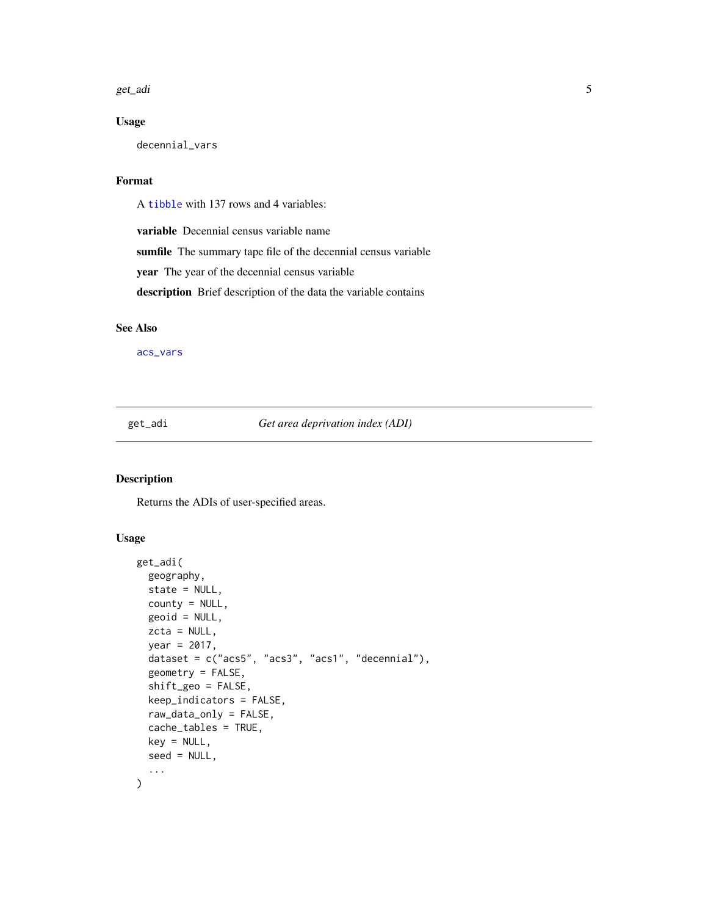### Usage

```
decennial_vars
```

### Format

A tibble with 137 rows and 4 variables:

**variable** Decennial census variable name

**sumfile** The summary tape file of the decennial census variable

**year** The year of the decennial census variable

**description** Brief description of the data the variable contains

### See Also

acs_vars

---

## get_adi — *Get area deprivation index (ADI)*

---

### Description

Returns the ADIs of user-specified areas.

### Usage

```
get_adi(
  geography,
  state = NULL,
  county = NULL,
  geoid = NULL,
  zcta = NULL,
  year = 2017,
  dataset = c("acs5", "acs3", "acs1", "decennial"),
  geometry = FALSE,
  shift_geo = FALSE,
  keep_indicators = FALSE,
  raw_data_only = FALSE,
  cache_tables = TRUE,
  key = NULL,
  seed = NULL,
  ...
)
```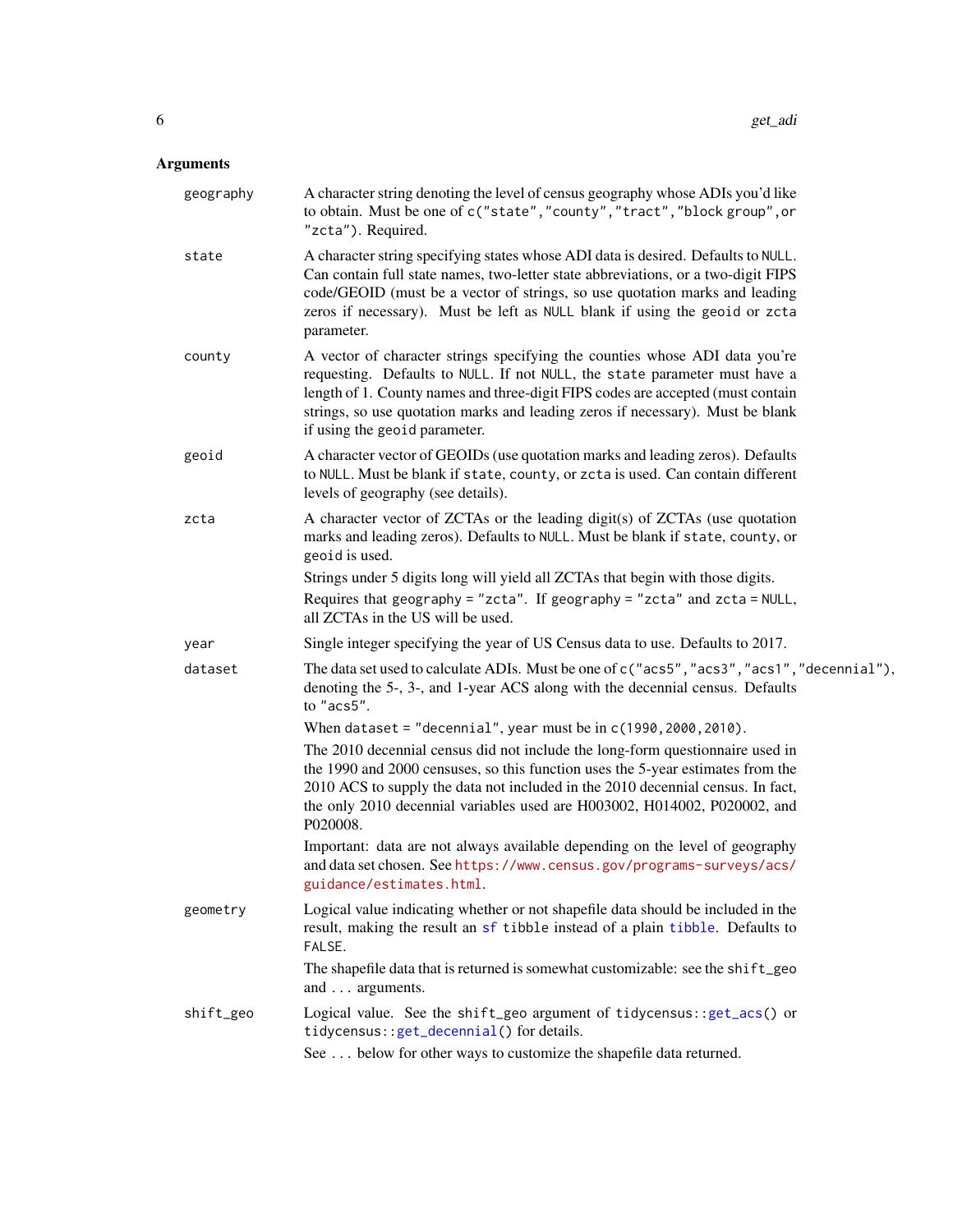## Arguments

**geography**
A character string denoting the level of census geography whose ADIs you'd like to obtain. Must be one of `c("state","county","tract","block group","zcta")`. Required.

**state**
A character string specifying states whose ADI data is desired. Defaults to `NULL`. Can contain full state names, two-letter state abbreviations, or a two-digit FIPS code/GEOID (must be a vector of strings, so use quotation marks and leading zeros if necessary). Must be left as `NULL` blank if using the `geoid` or `zcta` parameter.

**county**
A vector of character strings specifying the counties whose ADI data you're requesting. Defaults to `NULL`. If not `NULL`, the `state` parameter must have a length of 1. County names and three-digit FIPS codes are accepted (must contain strings, so use quotation marks and leading zeros if necessary). Must be blank if using the `geoid` parameter.

**geoid**
A character vector of GEOIDs (use quotation marks and leading zeros). Defaults to `NULL`. Must be blank if `state`, `county`, or `zcta` is used. Can contain different levels of geography (see details).

**zcta**
A character vector of ZCTAs or the leading digit(s) of ZCTAs (use quotation marks and leading zeros). Defaults to `NULL`. Must be blank if `state`, `county`, or `geoid` is used.

Strings under 5 digits long will yield all ZCTAs that begin with those digits.

Requires that `geography = "zcta"`. If `geography = "zcta"` and `zcta = NULL`, all ZCTAs in the US will be used.

**year**
Single integer specifying the year of US Census data to use. Defaults to 2017.

**dataset**
The data set used to calculate ADIs. Must be one of `c("acs5","acs3","acs1","decennial")`, denoting the 5-, 3-, and 1-year ACS along with the decennial census. Defaults to `"acs5"`.

When `dataset = "decennial"`, `year` must be in `c(1990,2000,2010)`.

The 2010 decennial census did not include the long-form questionnaire used in the 1990 and 2000 censuses, so this function uses the 5-year estimates from the 2010 ACS to supply the data not included in the 2010 decennial census. In fact, the only 2010 decennial variables used are H003002, H014002, P020002, and P020008.

Important: data are not always available depending on the level of geography and data set chosen. See https://www.census.gov/programs-surveys/acs/guidance/estimates.html.

**geometry**
Logical value indicating whether or not shapefile data should be included in the result, making the result an `sf` tibble instead of a plain `tibble`. Defaults to `FALSE`.

The shapefile data that is returned is somewhat customizable: see the `shift_geo` and `...` arguments.

**shift_geo**
Logical value. See the `shift_geo` argument of `tidycensus::get_acs()` or `tidycensus::get_decennial()` for details.

See `...` below for other ways to customize the shapefile data returned.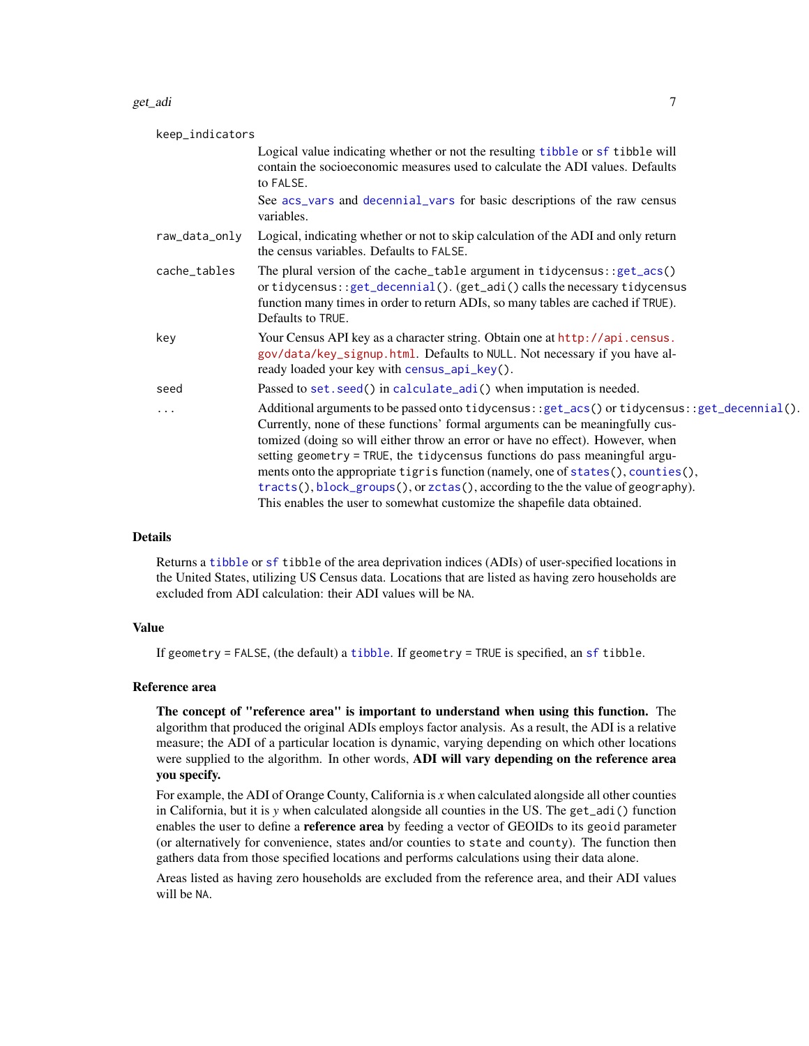keep_indicators

Logical value indicating whether or not the resulting tibble or sf tibble will contain the socioeconomic measures used to calculate the ADI values. Defaults to FALSE.

See acs_vars and decennial_vars for basic descriptions of the raw census variables.

raw_data_only

Logical, indicating whether or not to skip calculation of the ADI and only return the census variables. Defaults to FALSE.

cache_tables

The plural version of the cache_table argument in tidycensus::get_acs() or tidycensus::get_decennial(). (get_adi() calls the necessary tidycensus function many times in order to return ADIs, so many tables are cached if TRUE). Defaults to TRUE.

key

Your Census API key as a character string. Obtain one at http://api.census.gov/data/key_signup.html. Defaults to NULL. Not necessary if you have already loaded your key with census_api_key().

seed

Passed to set.seed() in calculate_adi() when imputation is needed.

...

Additional arguments to be passed onto tidycensus::get_acs() or tidycensus::get_decennial(). Currently, none of these functions' formal arguments can be meaningfully customized (doing so will either throw an error or have no effect). However, when setting geometry = TRUE, the tidycensus functions do pass meaningful arguments onto the appropriate tigris function (namely, one of states(), counties(), tracts(), block_groups(), or zctas(), according to the the value of geography). This enables the user to somewhat customize the shapefile data obtained.

## Details

Returns a tibble or sf tibble of the area deprivation indices (ADIs) of user-specified locations in the United States, utilizing US Census data. Locations that are listed as having zero households are excluded from ADI calculation: their ADI values will be NA.

## Value

If geometry = FALSE, (the default) a tibble. If geometry = TRUE is specified, an sf tibble.

## Reference area

**The concept of "reference area" is important to understand when using this function.** The algorithm that produced the original ADIs employs factor analysis. As a result, the ADI is a relative measure; the ADI of a particular location is dynamic, varying depending on which other locations were supplied to the algorithm. In other words, **ADI will vary depending on the reference area you specify.**

For example, the ADI of Orange County, California is *x* when calculated alongside all other counties in California, but it is *y* when calculated alongside all counties in the US. The get_adi() function enables the user to define a **reference area** by feeding a vector of GEOIDs to its geoid parameter (or alternatively for convenience, states and/or counties to state and county). The function then gathers data from those specified locations and performs calculations using their data alone.

Areas listed as having zero households are excluded from the reference area, and their ADI values will be NA.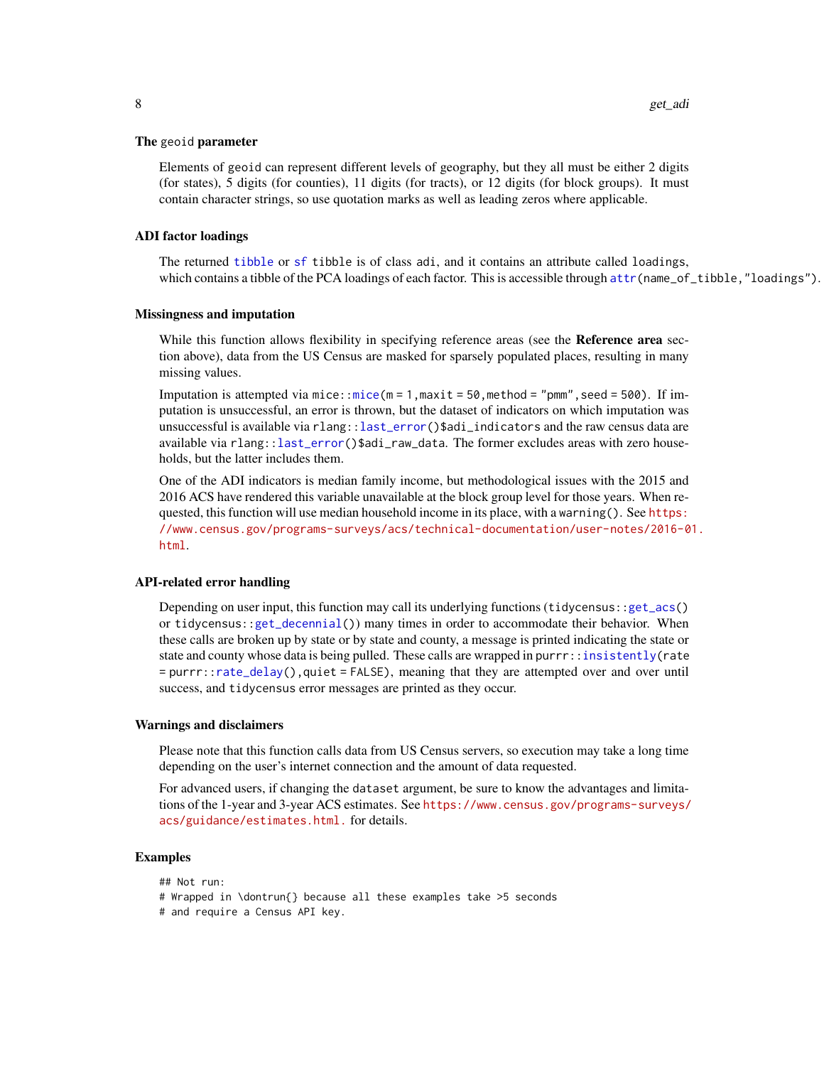### The `geoid` parameter

Elements of `geoid` can represent different levels of geography, but they all must be either 2 digits (for states), 5 digits (for counties), 11 digits (for tracts), or 12 digits (for block groups). It must contain character strings, so use quotation marks as well as leading zeros where applicable.

### ADI factor loadings

The returned `tibble` or `sf` `tibble` is of class `adi`, and it contains an attribute called `loadings`, which contains a tibble of the PCA loadings of each factor. This is accessible through `attr(name_of_tibble,"loadings")`.

### Missingness and imputation

While this function allows flexibility in specifying reference areas (see the **Reference area** section above), data from the US Census are masked for sparsely populated places, resulting in many missing values.

Imputation is attempted via `mice::mice(m = 1,maxit = 50,method = "pmm",seed = 500)`. If imputation is unsuccessful, an error is thrown, but the dataset of indicators on which imputation was unsuccessful is available via `rlang::last_error()$adi_indicators` and the raw census data are available via `rlang::last_error()$adi_raw_data`. The former excludes areas with zero households, but the latter includes them.

One of the ADI indicators is median family income, but methodological issues with the 2015 and 2016 ACS have rendered this variable unavailable at the block group level for those years. When requested, this function will use median household income in its place, with a `warning()`. See https://www.census.gov/programs-surveys/acs/technical-documentation/user-notes/2016-01.html.

### API-related error handling

Depending on user input, this function may call its underlying functions (`tidycensus::get_acs()` or `tidycensus::get_decennial()`) many times in order to accommodate their behavior. When these calls are broken up by state or by state and county, a message is printed indicating the state or state and county whose data is being pulled. These calls are wrapped in `purrr::insistently(rate = purrr::rate_delay(),quiet = FALSE)`, meaning that they are attempted over and over until success, and `tidycensus` error messages are printed as they occur.

### Warnings and disclaimers

Please note that this function calls data from US Census servers, so execution may take a long time depending on the user's internet connection and the amount of data requested.

For advanced users, if changing the `dataset` argument, be sure to know the advantages and limitations of the 1-year and 3-year ACS estimates. See https://www.census.gov/programs-surveys/acs/guidance/estimates.html. for details.

### Examples

```
## Not run:
# Wrapped in \dontrun{} because all these examples take >5 seconds
# and require a Census API key.
```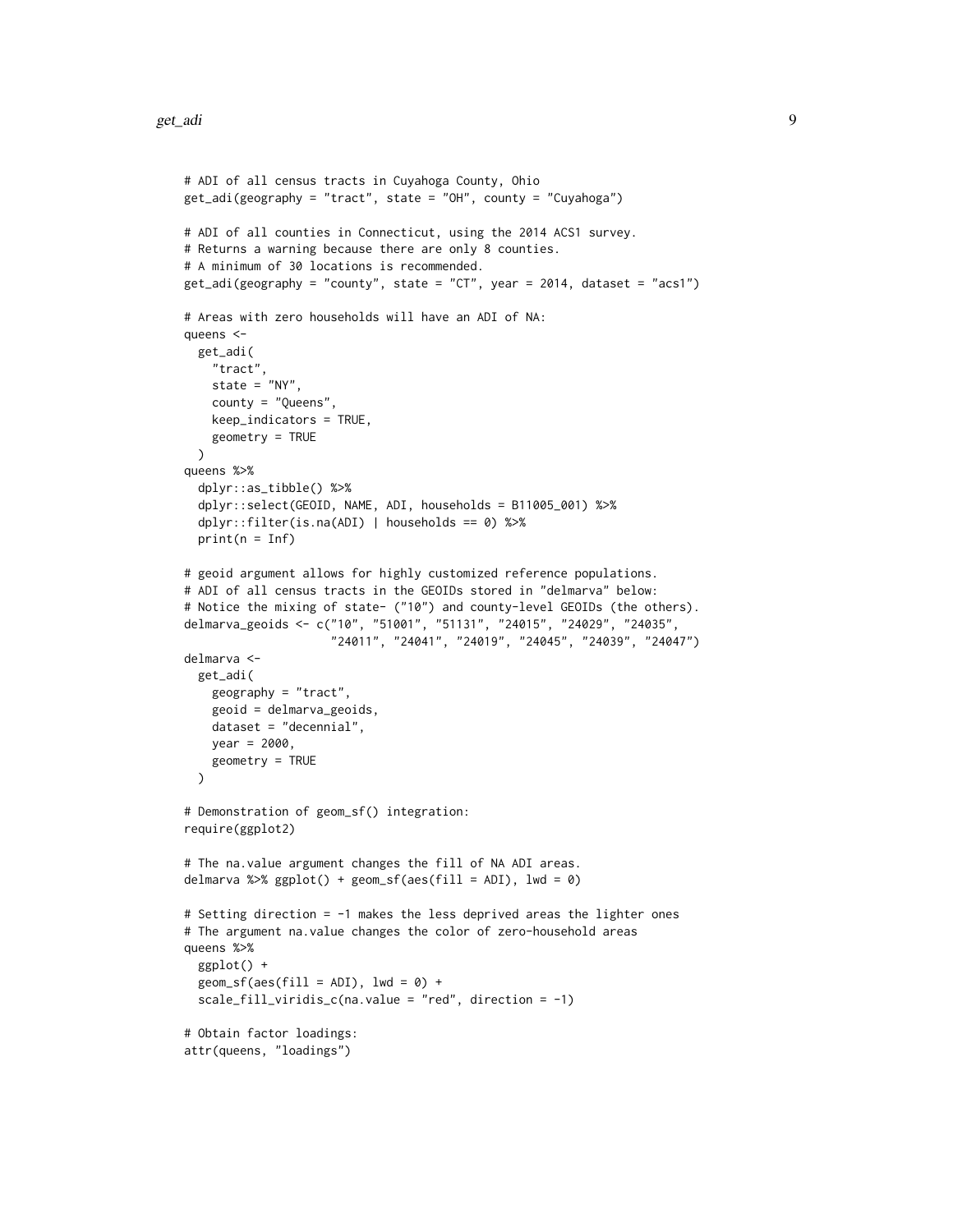```
# ADI of all census tracts in Cuyahoga County, Ohio
get_adi(geography = "tract", state = "OH", county = "Cuyahoga")

# ADI of all counties in Connecticut, using the 2014 ACS1 survey.
# Returns a warning because there are only 8 counties.
# A minimum of 30 locations is recommended.
get_adi(geography = "county", state = "CT", year = 2014, dataset = "acs1")

# Areas with zero households will have an ADI of NA:
queens <-
  get_adi(
    "tract",
    state = "NY",
    county = "Queens",
    keep_indicators = TRUE,
    geometry = TRUE
  )
queens %>%
  dplyr::as_tibble() %>%
  dplyr::select(GEOID, NAME, ADI, households = B11005_001) %>%
  dplyr::filter(is.na(ADI) | households == 0) %>%
  print(n = Inf)

# geoid argument allows for highly customized reference populations.
# ADI of all census tracts in the GEOIDs stored in "delmarva" below:
# Notice the mixing of state- ("10") and county-level GEOIDs (the others).
delmarva_geoids <- c("10", "51001", "51131", "24015", "24029", "24035",
                     "24011", "24041", "24019", "24045", "24039", "24047")
delmarva <-
  get_adi(
    geography = "tract",
    geoid = delmarva_geoids,
    dataset = "decennial",
    year = 2000,
    geometry = TRUE
  )

# Demonstration of geom_sf() integration:
require(ggplot2)

# The na.value argument changes the fill of NA ADI areas.
delmarva %>% ggplot() + geom_sf(aes(fill = ADI), lwd = 0)

# Setting direction = -1 makes the less deprived areas the lighter ones
# The argument na.value changes the color of zero-household areas
queens %>%
  ggplot() +
  geom_sf(aes(fill = ADI), lwd = 0) +
  scale_fill_viridis_c(na.value = "red", direction = -1)

# Obtain factor loadings:
attr(queens, "loadings")
```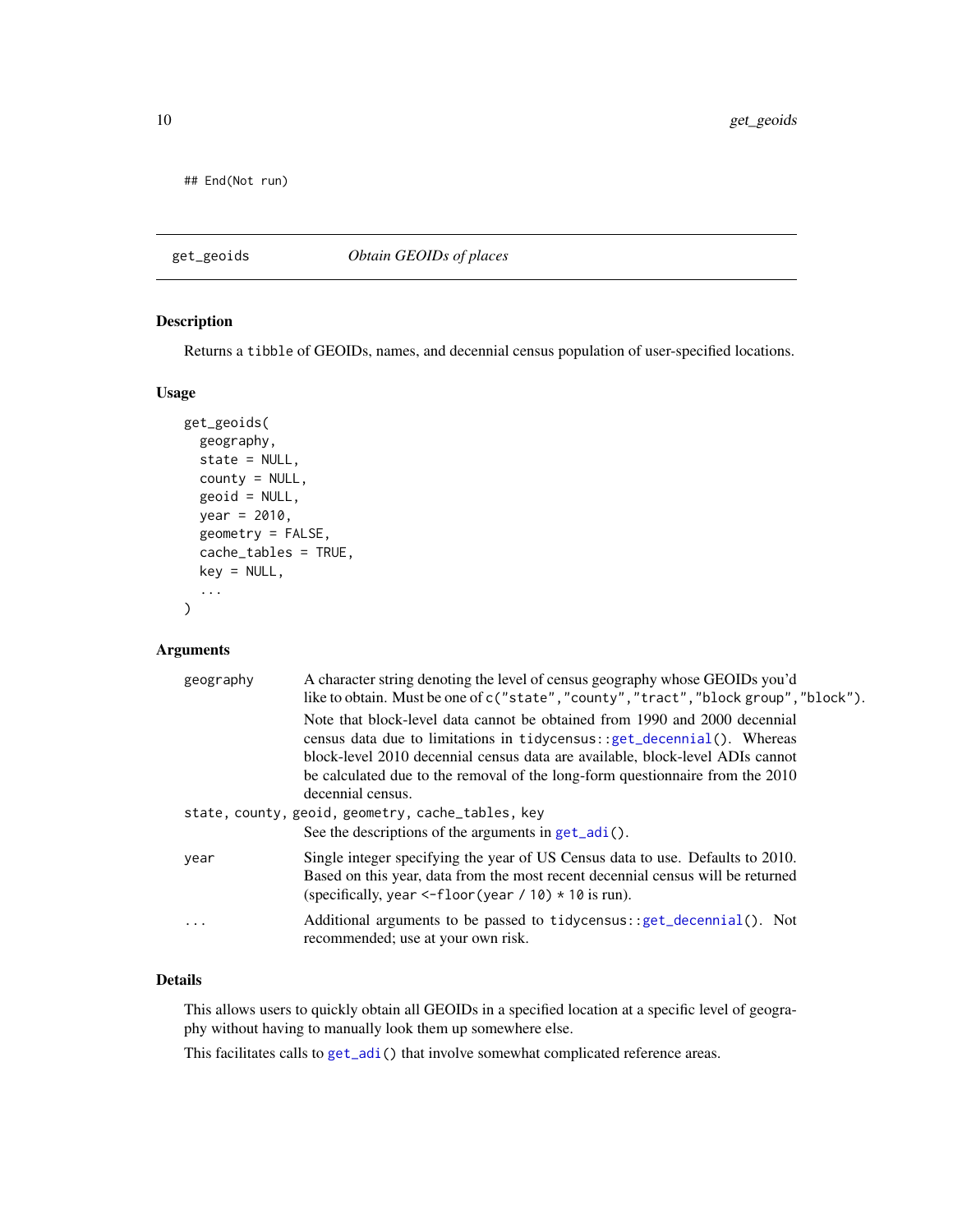```
## End(Not run)
```

## get_geoids — *Obtain GEOIDs of places*

### Description

Returns a `tibble` of GEOIDs, names, and decennial census population of user-specified locations.

### Usage

```
get_geoids(
  geography,
  state = NULL,
  county = NULL,
  geoid = NULL,
  year = 2010,
  geometry = FALSE,
  cache_tables = TRUE,
  key = NULL,
  ...
)
```

### Arguments

`geography` — A character string denoting the level of census geography whose GEOIDs you'd like to obtain. Must be one of `c("state","county","tract","block group","block")`.

Note that block-level data cannot be obtained from 1990 and 2000 decennial census data due to limitations in `tidycensus::get_decennial()`. Whereas block-level 2010 decennial census data are available, block-level ADIs cannot be calculated due to the removal of the long-form questionnaire from the 2010 decennial census.

`state, county, geoid, geometry, cache_tables, key` — See the descriptions of the arguments in `get_adi()`.

`year` — Single integer specifying the year of US Census data to use. Defaults to 2010. Based on this year, data from the most recent decennial census will be returned (specifically, `year <-floor(year / 10) * 10` is run).

`...` — Additional arguments to be passed to `tidycensus::get_decennial()`. Not recommended; use at your own risk.

### Details

This allows users to quickly obtain all GEOIDs in a specified location at a specific level of geography without having to manually look them up somewhere else.

This facilitates calls to `get_adi()` that involve somewhat complicated reference areas.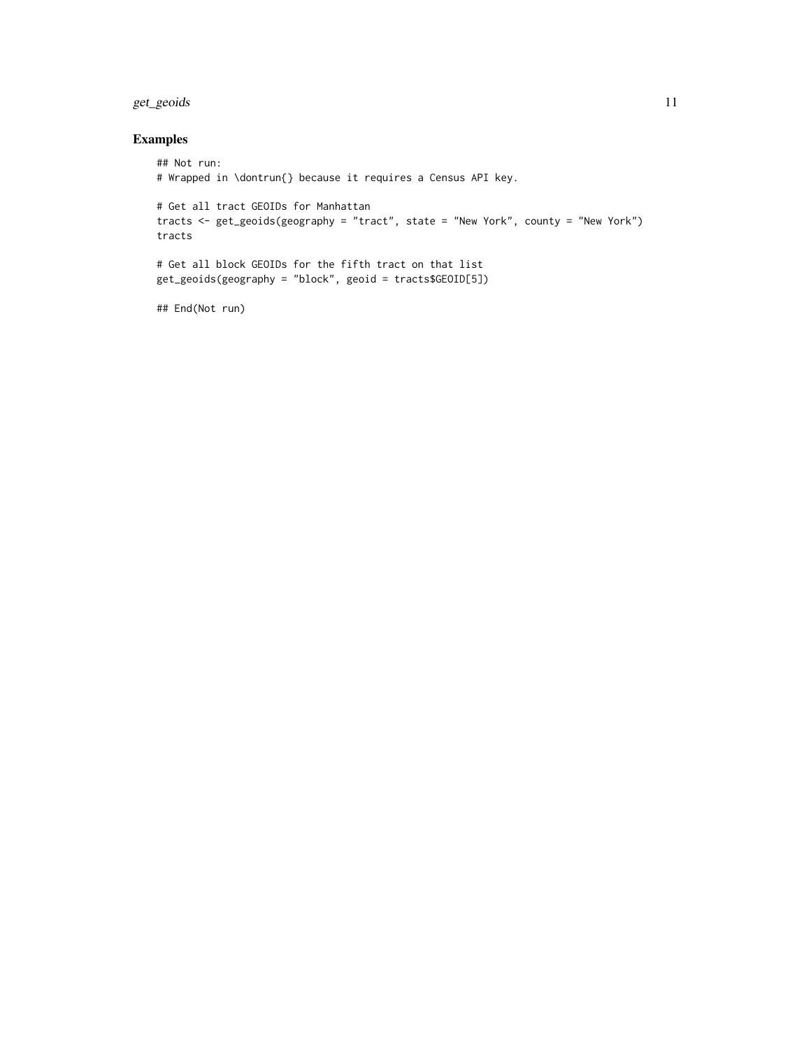## Examples

```
## Not run:
# Wrapped in \dontrun{} because it requires a Census API key.

# Get all tract GEOIDs for Manhattan
tracts <- get_geoids(geography = "tract", state = "New York", county = "New York")
tracts

# Get all block GEOIDs for the fifth tract on that list
get_geoids(geography = "block", geoid = tracts$GEOID[5])

## End(Not run)
```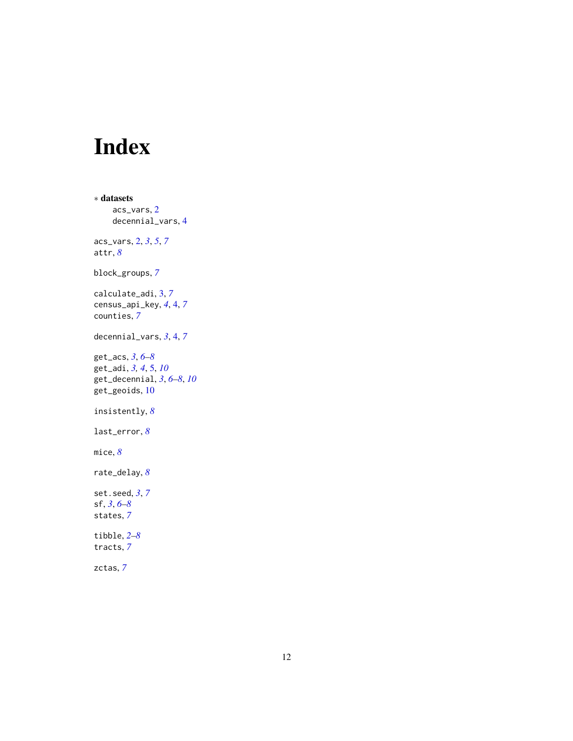# Index

∗ **datasets**
    acs_vars, 2
    decennial_vars, 4

acs_vars, 2, *3*, *5*, *7*
attr, *8*

block_groups, *7*

calculate_adi, 3, *7*
census_api_key, *4*, 4, *7*
counties, *7*

decennial_vars, *3*, 4, *7*

get_acs, *3*, *6–8*
get_adi, *3, 4*, 5, *10*
get_decennial, *3*, *6–8*, *10*
get_geoids, 10

insistently, *8*

last_error, *8*

mice, *8*

rate_delay, *8*

set.seed, *3*, *7*
sf, *3*, *6–8*
states, *7*

tibble, *2–8*
tracts, *7*

zctas, *7*